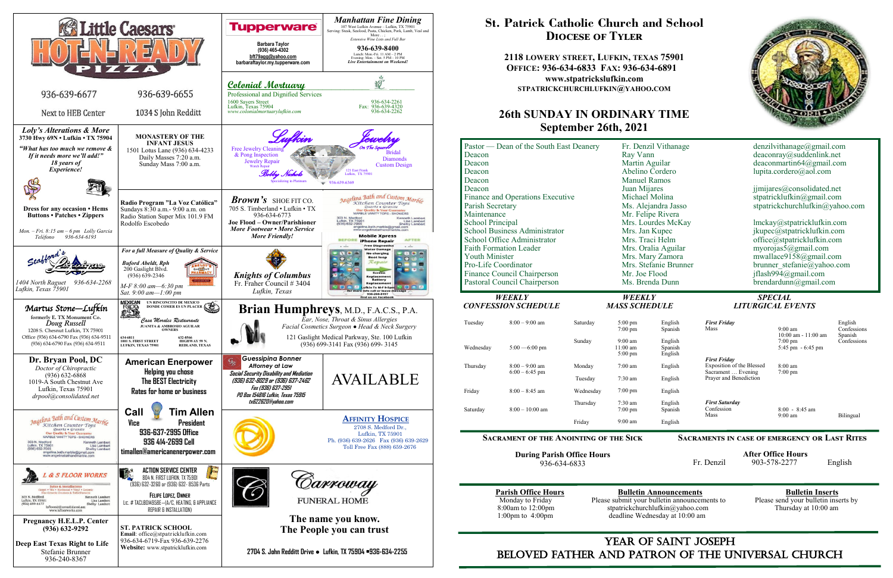# St. Patrick Catholic Church and School

## Diocese of Tyler

**2118 Lowery Street, Lufkin, Texas 75901**
**Office: 936-634-6833 Fax: 936-634-6891**
**www.stpatrickslufkin.com**
**STPATRICKCHURCHLUFKIN@YAHOO.COM**

## 26th SUNDAY IN ORDINARY TIME
## September 26th, 2021

| | | |
|---|---|---|
| Pastor — Dean of the South East Deanery | Fr. Denzil Vithanage | denzilvithanage@gmail.com |
| Deacon | Ray Vann | deaconray@suddenlink.net |
| Deacon | Martin Aguilar | deaconmartin64@gmail.com |
| Deacon | Abelino Cordero | lupita.cordero@aol.com |
| Deacon | Manuel Ramos | |
| Deacon | Juan Mijares | jjmijares@consolidated.net |
| Finance and Operations Executive | Michael Molina | stpatricklufkin@gmail.com |
| Parish Secretary | Ms. Alejandra Jasso | stpatrickchurchlufkin@yahoo.com |
| Maintenance | Mr. Felipe Rivera | |
| School Principal | Mrs. Lourdes McKay | lmckay@stpatricklufkin.com |
| School Business Administrator | Mrs. Jan Kupec | jkupec@stpatricklufkin.com |
| School Office Administrator | Mrs. Traci Helm | office@stpatricklufkin.com |
| Faith Formation Leader | Mrs. Oralia Aguilar | myorojas5@gmail.com |
| Youth Minister | Mrs. Mary Zamora | mwallace9158@gmail.com |
| Pro-Life Coordinator | Mrs. Stefanie Brunner | brunner_stefanie@yahoo.com |
| Finance Council Chairperson | Mr. Joe Flood | jflash994@gmail.com |
| Pastoral Council Chairperson | Ms. Brenda Dunn | brendardunn@gmail.com |

### Weekly Confession Schedule

| | |
|---|---|
| Tuesday | 8:00 – 9:00 am |
| Wednesday | 5:00 —6:00 pm |
| Thursday | 8:00 – 9:00 am<br>6:00 – 6:45 pm |
| Friday | 8:00 – 8:45 am |
| Saturday | 8:00 – 10:00 am |

### Weekly Mass Schedule

| | | |
|---|---|---|
| Saturday | 5:00 pm<br>7:00 pm | English<br>Spanish |
| Sunday | 9:00 am<br>11:00 am<br>5:00 pm | English<br>Spanish<br>English |
| Monday | 7:00 am | English |
| Tuesday | 7:30 am | English |
| Wednesday | 7:00 pm | English |
| Thursday | 7:30 am<br>7:00 pm | English<br>Spanish |
| Friday | 9:00 am | English |

### Special Liturgical Events

| | | |
|---|---|---|
| ***First Friday***<br>Mass | 9:00 am<br>10:00 am - 11:00 am<br>7:00 pm<br>5:45 pm - 6:45 pm | English<br>Confessions<br>Spanish<br>Confessions |
| ***First Friday***<br>Exposition of the Blessed Sacrament … Evening Prayer and Benediction | 8:00 am<br>7:00 pm | |
| ***First Saturday***<br>Confession<br>Mass | 8:00 - 8:45 am<br>9:00 am | Bilingual |

### Sacrament of the Anointing of the Sick

**During Parish Office Hours**
936-634-6833

### Sacraments in Case of Emergency or Last Rites

**After Office Hours**
Fr. Denzil 903-578-2277 English

**Parish Office Hours**
Monday to Friday
8:00am to 12:00pm
1:00pm to 4:00pm

**Bulletin Announcements**
Please submit your bulletin announcements to stpatrickchurchlufkin@yahoo.com deadline Wednesday at 10:00 am

**Bulletin Inserts**
Please send your bulletin inserts by Thursday at 10:00 am

## YEAR OF SAINT JOSEPH
## BELOVED FATHER AND PATRON OF THE UNIVERSAL CHURCH

---

**Little Caesars HOT-N-READY PIZZA**
936-639-6677 Next to HEB Center
936-639-6655 1034 S John Redditt

**Tupperware**
Barbara Taylor
(936) 465-4302
bft79agg@yahoo.com
barbarataylor.my.tupperware.com

***Manhattan Fine Dining***
107 West Lufkin Avenue – Lufkin, TX 75901
Serving: Steak, Seafood, Pasta, Chicken, Pork, Lamb, Veal and More . . .
*Extensive Wine List and Full Bar*
**936-639-8400**
Lunch: Mon.-Fri. 11 AM – 2 PM
Evening: Mon. – Sat. 5 PM – 10 PM
*Live Entertainment on Weekend!*

***Colonial Mortuary***
Professional and Dignified Services
1600 Sayers Street
Lufkin, Texas 75904
*www.colonialmortuarylufkin.com*
936-634-2261
Fax: 936-639-4320
936-634-2262

**Loly's Alterations & More**
**3730 Hwy 69N • Lufkin • TX 75904**
***"What has too much we remove & If it needs more we'll add!"***
***18 years of Experience!***
**Dress for any occasion • Hems Buttons • Patches • Zippers**
*Mon. – Fri. 8:15 am – 6 pm Lolly Garcia*
*Teléfono 936-634-6193*

**MONASTERY OF THE INFANT JESUS**
1501 Lotus Lane (936) 634-4233
Daily Masses 7:20 a.m.
Sunday Mass 7:00 a.m.

**Lufkin Jewelry** *On The Square*
Free Jewelry Cleaning & Pong Inspection
Jewelry Repair
Watch Repair
Bobby Nichols
Specializing in Platinum
Bridal
Diamonds
Custom Design
121 East Frank Lufkin, TX 75901
936-639-6369

**Radio Program "La Voz Católica"**
Sundays 8:30 a.m.- 9:00 a.m. on Radio Station Super Mix 101.9 FM
Rodolfo Escobedo

***Brown's*** SHOE FIT CO.
705 S. Timberland • Lufkin • TX
936-634-6773
**Joe Flood – Owner/Parishioner**
***More Footwear • More Service More Friendly!***

**Angelina Bath and Custom Marble**
Kitchen Counter Tops
Quartz • Granite
Our Quality Is Your Guarantee
MARBLE VANITY TOPS - SHOWERS
303 N. Medford Lufkin, TX 75901 (936) 632-7065
Kenneth Lambert
Lisa Lambert
Shelby Lambert
angelina.bath.marble@gmail.com
www.angelinabathandmarble.com

**Mobile Xpress**
iPhone Repair
Before / After
Free Diagnostics
Water Damage
No charging
Boot loop
Repair
Screen Replacement
Battery Replacement
Lufkin Tx M-F 9-5pm
for more info call or leave message
936-205-8157
find us on Facebook

**Stafford's Pharmacy**
1404 North Raguet 936-634-2268
Lufkin, Texas 75901

***For a full Measure of Quality & Service***
***Buford Abeldt, Rph***
200 Gaslight Blvd.
(936) 639-2346
*M-F 8:00 am—6:30 pm*
*Sat. 9:00 am—1:00 pm*

***Knights of Columbus***
Fr. Fraher Council # 3404
*Lufkin, Texas*

***Martus Stone—Lufkin***
formerly E. TX Monument Co.
*Doug Russell*
1208 S. Chesnut Lufkin, TX 75901
Office (936) 634-6790 Fax (936) 634-9511
(936) 634-6790 Fax (936) 634-9511

**MEXICAN FOOD**
UN RINCONCITO DE MEXICO DONDE COMER ES UN PLACER
*Casa Morales Restaurante*
JUANITA & AMBROSIO AGUILAR OWNERS
634-6811 1001 S. FIRST STREET LUFKIN, TEXAS 75901
632-8566 HIGHWAY 59 N. REDLAND, TEXAS

**Brian Humphreys**, M.D., F.A.C.S., P.A.
*Ear, Nose, Throat & Sinus Allergies*
*Facial Cosmetics Surgeon ● Head & Neck Surgery*
121 Gaslight Medical Parkway, Ste. 100 Lufkin
(936) 699-3141 Fax (936) 699- 3145

**Dr. Bryan Pool, DC**
*Doctor of Chiropractic*
(936) 632-6868
1019-A South Chestnut Ave
Lufkin, Texas 75901
*drpool@consolidated.net*

**American Enerpower**
Helping you chose
The BEST Electricity
Rates for home or business

**Guessipina Bonner**
*Attorney at Law*
***Social Security Disability and Mediation***
***(936) 632-8029 or (936) 637-2462***
***Fax (936) 637-2951***
***PO Box 154816 Lufkin, Texas 75915***
***tx622620@yahoo.com***

AVAILABLE

**Call Tim Allen**
**Vice President**
**936-637-2995 Office**
**936 414-2699 Cell**
**timallen@americanenerpower.com**

**Angelina Bath and Custom Marble**
Kitchen Counter Tops
Quartz • Granite
Our Quality Is Your Guarantee
MARBLE VANITY TOPS - SHOWERS
303 N. Medford Lufkin, TX 75901 (936) 632-7065
Kenneth Lambert
Lisa Lambert
Shelby Lambert
angelina.bath.marble@gmail.com
www.angelinabathandmarble.com

**Affinity Hospice**
2708 S. Medford Dr.,
Lufkin, TX 75901
Ph. (936) 639-2626 Fax (936) 639-2629
Toll Free Fax (888) 659-2676

**L & S FLOOR WORKS**
Sales & Installations
Carpet • Tile • Hardwood • Vinyl • Ceramic
Also Granite Counter & Table Showers
303 N. Medford Lufkin, TX 75901 (936) 699-4477
Kenneth Lambert
Lisa Lambert
Shelby Lambert
lsfloors2@consolidated.net
www.lsfloorworks.com

**ACTION SERVICE CENTER**
804 N. FIRST LUFKIN, TX 75901
(936) 632-3260 or (936) 632- 8536 Parts
FELIPE LOPEZ, OWNER
LIC. # TACLB049586E—(A/C, HEATING, & APPLIANCE REPAIR & INSTALLATION)

**Carroway FUNERAL HOME**
**The name you know.**
**The People you can trust**
**2704 S. John Redditt Drive ● Lufkin, TX 75904 ●936-634-2255**

**Pregnancy H.E.L.P. Center**
**(936) 632-9292**
**Deep East Texas Right to Life**
Stefanie Brunner
936-240-8367

**ST. PATRICK SCHOOL**
**Email**: office@stpatricklufkin.com
936-634-6719-Fax 936-639-2276
**Website:** www.stpatricklufkin.com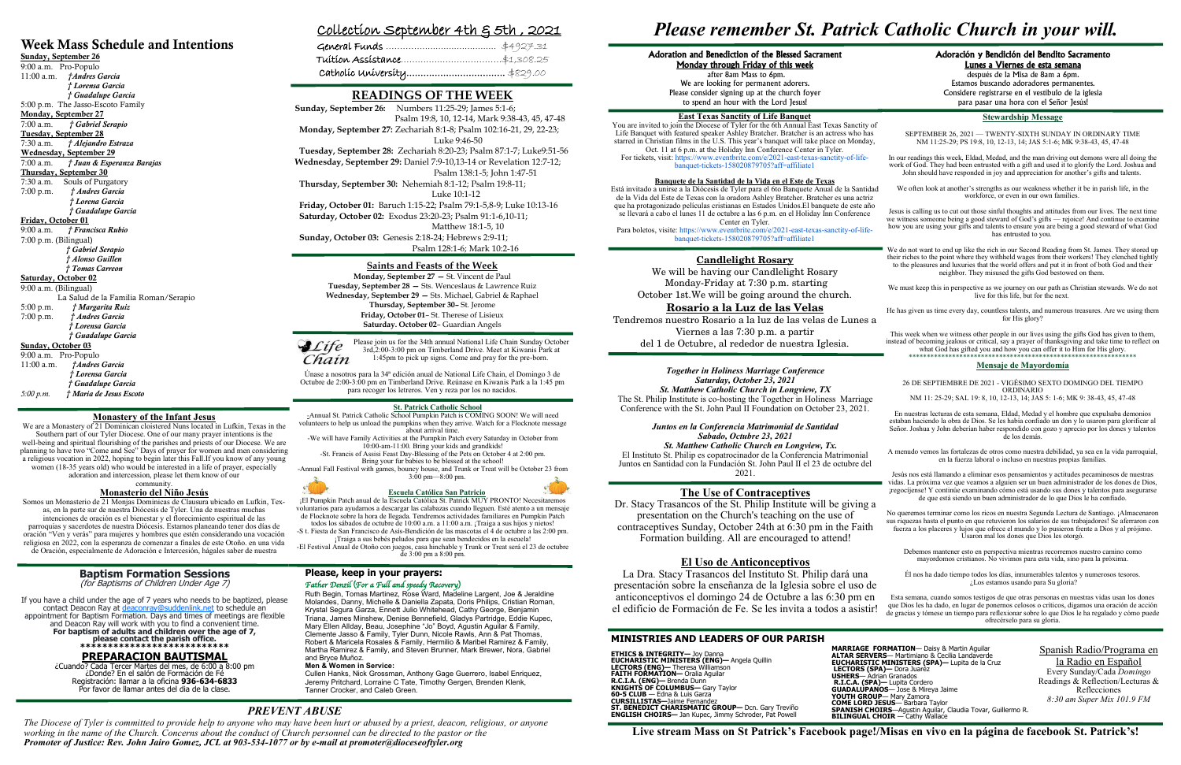## Week Mass Schedule and Intentions

**Sunday, September 26**
9:00 a.m. Pro-Populo
11:00 a.m. *† Andres Garcia*
*† Lorensa Garcia*
*† Guadalupe Garcia*
5:00 p.m. The Jasso-Escoto Family

**Monday, September 27**
7:00 a.m. *† Gabriel Serapio*

**Tuesday, September 28**
7:30 a.m. *† Alejandro Estraza*

**Wednesday, September 29**
7:00 a.m. *† Juan & Esperanza Barajas*

**Thursday, September 30**
7:30 a.m. Souls of Purgatory
7:00 p.m. *† Andres Garcia*
*† Lorena Garcia*
*† Guadalupe Garcia*

**Friday, October 01**
9:00 a.m. *† Francisca Rubio*
7:00 p.m. (Bilingual)
*† Gabriel Serapio*
*† Alonso Guillen*
*† Tomas Carreon*

**Saturday, October 02**
9:00 a.m. (Bilingual)
La Salud de la Familia Roman/Serapio
5:00 p.m. *† Margarita Ruiz*
7:00 p.m. *† Andres Garcia*
*† Lorensa Garcia*
*† Guadalupe Garcia*

**Sunday, October 03**
9:00 a.m. Pro-Populo
11:00 a.m. *†Andres Garcia*
*† Lorensa Garcia*
*† Guadalupe Garcia*
*5:00 p.m.* *† Maria de Jesus Escoto*

### Monastery of the Infant Jesus

We are a Monastery of 21 Dominican cloistered Nuns located in Lufkin, Texas in the Southern part of our Tyler Diocese. One of our many prayer intentions is the well-being and spiritual flourishing of the parishes and priests of our Diocese. We are planning to have two "Come and See" Days of prayer for women and men considering a religious vocation in 2022, hoping to begin later this Fall.If you know of any young women (18-35 years old) who would be interested in a life of prayer, especially adoration and intercession, please let them know of our community.

### Monasterio del Niño Jesús

Somos un Monasterio de 21 Monjas Dominicas de Clausura ubicado en Lufkin, Texas, en la parte sur de nuestra Diócesis de Tyler. Una de nuestras muchas intenciones de oración es el bienestar y el florecimiento espiritual de las parroquias y sacerdotes de nuestra Diócesis. Estamos planeando tener dos días de oración "Ven y verás" para mujeres y hombres que estén considerando una vocación religiosa en 2022, con la esperanza de comenzar a finales de este Otoño. en una vida de Oración, especialmente de Adoración e Intercesión, hágales saber de nuestra

## Baptism Formation Sessions
*(for Baptisms of Children Under Age 7)*

If you have a child under the age of 7 years who needs to be baptized, please contact Deacon Ray at deaconray@suddenlink.net to schedule an appointment for Baptism Formation. Days and times of meetings are flexible and Deacon Ray will work with you to find a convenient time.
**For baptism of adults and children over the age of 7, please contact the parish office.**
**\*\*\*\*\*\*\*\*\*\*\*\*\*\*\*\*\*\*\*\*\*\*\*\*\*\*\*\*\***

## PREPARACION BAUTISMAL

¿Cuándo? Cada Tercer Martes del mes, de 6:00 a 8:00 pm
¿Donde? En el salón de Formación de Fé
Registración: llamar a la oficina **936-634-6833**
Por favor de llamar antes del día de la clase.

## Collection September 4th & 5th , 2021

General Funds .......................................... $4927.31
Tuition Assistance..................................... $1,308.25
Catholic University.................................... $829.00

## READINGS OF THE WEEK

**Sunday, September 26:** Numbers 11:25-29; James 5:1-6; Psalm 19:8, 10, 12-14, Mark 9:38-43, 45, 47-48
**Monday, September 27:** Zechariah 8:1-8; Psalm 102:16-21, 29, 22-23; Luke 9:46-50
**Tuesday, September 28:** Zechariah 8:20-23; Psalm 87:1-7; Luke9:51-56
**Wednesday, September 29:** Daniel 7:9-10,13-14 or Revelation 12:7-12; Psalm 138:1-5; John 1:47-51
**Thursday, September 30:** Nehemiah 8:1-12; Psalm 19:8-11; Luke 10:1-12
**Friday, October 01:** Baruch 1:15-22; Psalm 79:1-5,8-9; Luke 10:13-16
**Saturday, October 02:** Exodus 23:20-23; Psalm 91:1-6,10-11; Matthew 18:1-5, 10
**Sunday, October 03:** Genesis 2:18-24; Hebrews 2:9-11; Psalm 128:1-6; Mark 10:2-16

### Saints and Feasts of the Week

**Monday, September 27 —** St. Vincent de Paul
**Tuesday, September 28 —** Sts. Wenceslaus & Lawrence Ruiz
**Wednesday, September 29 —** Sts. Michael, Gabriel & Raphael
**Thursday, September 30–** St. Jerome
**Friday, October 01–** St. Therese of Lisieux
**Saturday. October 02–** Guardian Angels

Life Chain

Please join us for the 34th annual National Life Chain Sunday October 3rd,2:00-3:00 pm on Timberland Drive. Meet at Kiwanis Park at 1:45pm to pick up signs. Come and pray for the pre-born.

Únase a nosotros para la 34ª edición anual de National Life Chain, el Domingo 3 de Octubre de 2:00-3:00 pm en Timberland Drive. Reúnase en Kiwanis Park a la 1:45 pm para recoger los letreros. Ven y reza por los no nacidos.

### St. Patrick Catholic School

-Annual St. Patrick Catholic School Pumpkin Patch is COMING SOON! We will need volunteers to help us unload the pumpkins when they arrive. Watch for a Flocknote message about arrival time.
-We will have Family Activities at the Pumpkin Patch every Saturday in October from 10:00-am-11:00. Bring your kids and grandkids!
-St. Francis of Assisi Feast Day-Blessing of the Pets on October 4 at 2:00 pm. Bring your fur babies to be blessed at the school!
-Annual Fall Festival with games, bouncy house, and Trunk or Treat will be October 23 from 3:00 pm—8:00 pm.

### Escuela Católica San Patricio

¡El Pumpkin Patch anual de la Escuela Católica St. Patrick MUY PRONTO! Necesitaremos voluntarios para ayudarnos a descargar las calabazas cuando lleguen. Esté atento a un mensaje de Flocknote sobre la hora de llegada. Tendremos actividades familiares en Pumpkin Patch todos los sábados de octubre de 10:00 a.m. a 11:00 a.m. ¡Traiga a sus hijos y nietos!
-S t. Fiesta de San Francisco de Asís-Bendición de las mascotas el 4 de octubre a las 2:00 pm. ¡Traiga a sus bebés peludos para que sean bendecidos en la escuela!
-El Festival Anual de Otoño con juegos, casa hinchable y Trunk or Treat será el 23 de octubre de 3:00 pm a 8:00 pm.

### Please, keep in your prayers:

*Father Denzil (For a Full and speedy Recovery)*

Ruth Begin, Tomas Martinez, Rose Ward, Madeline Largent, Joe & Jeraldine Molandes, Danny, Michelle & Daniella Zapata, Doris Philips, Cristian Roman, Krystal Segura Garza, Ennett Julio Whitehead, Cathy George, Benjamin Triana, James Minshew, Denise Bennefield, Gladys Partridge, Eddie Kupec, Mary Ellen Allday, Beau, Josephine "Jo" Boyd, Agustin Aguilar & Family, Clemente Jasso & Family, Tyler Dunn, Nicole Rawls, Ann & Pat Thomas, Robert & Maricela Rosales & Family, Hermilio & Maribel Ramirez & Family, Martha Ramirez & Family, and Steven Brunner, Mark Brewer, Nora, Gabriel and Bryce Muñoz.
**Men & Women in Service:**
Cullen Hanks, Nick Grossman, Anthony Gage Guerrero, Isabel Enriquez, Jeremy Pritchard, Lorraine C Tate, Timothy Gergen, Brenden Klenk, Tanner Crocker, and Caleb Green.

## PREVENT ABUSE

*The Diocese of Tyler is committed to provide help to anyone who may have been hurt or abused by a priest, deacon, religious, or anyone working in the name of the Church. Concerns about the conduct of Church personnel can be directed to the pastor or the* ***Promoter of Justice: Rev. John Jairo Gomez, JCL at 903-534-1077 or by e-mail at promoter@dioceseoftyler.org***

# Please remember St. Patrick Catholic Church in your will.

### Adoration and Benediction of the Blessed Sacrament
**Monday through Friday of this week**
after 8am Mass to 6pm.
We are looking for permanent adorers.
Please consider signing up at the church foyer to spend an hour with the Lord Jesus!

### Adoración y Bendición del Bendito Sacramento
**Lunes a Viernes de esta semana**
después de la Misa de 8am a 6pm.
Estamos buscando adoradores permanentes.
Considere registrarse en el vestíbulo de la iglesia para pasar una hora con el Señor Jesús!

### East Texas Sanctity of Life Banquet

You are invited to join the Diocese of Tyler for the 6th Annual East Texas Sanctity of Life Banquet with featured speaker Ashley Bratcher. Bratcher is an actress who has starred in Christian films in the U.S. This year's banquet will take place on Monday, Oct. 11 at 6 p.m. at the Holiday Inn Conference Center in Tyler.
For tickets, visit: https://www.eventbrite.com/e/2021-east-texas-sanctity-of-life-banquet-tickets-158020879705?aff=affiliate1

### Banquete de la Santidad de la Vida en el Este de Texas

Está invitado a unirse a la Diócesis de Tyler para el 6to Banquete Anual de la Santidad de la Vida del Este de Texas con la oradora Ashley Bratcher. Bratcher es una actriz que ha protagonizado películas cristianas en Estados Unidos.El banquete de este año se llevará a cabo el lunes 11 de octubre a las 6 p.m. en el Holiday Inn Conference Center en Tyler.
Para boletos, visite: https://www.eventbrite.com/e/2021-east-texas-sanctity-of-life-banquet-tickets-158020879705?aff=affiliate1

## Candlelight Rosary

We will be having our Candlelight Rosary Monday-Friday at 7:30 p.m. starting October 1st.We will be going around the church.

## Rosario a la Luz de las Velas

Tendremos nuestro Rosario a la luz de las velas de Lunes a Viernes a las 7:30 p.m. a partir del 1 de Octubre, al rededor de nuestra Iglesia.

***Together in Holiness Marriage Conference***
***Saturday, October 23, 2021***
***St. Matthew Catholic Church in Longview, TX***
The St. Philip Institute is co-hosting the Together in Holiness Marriage Conference with the St. John Paul II Foundation on October 23, 2021.

***Juntos en la Conferencia Matrimonial de Santidad***
***Sabado, Octubre 23, 2021***
***St. Matthew Catholic Church en Longview, Tx.***
El Instituto St. Philip es copatrocinador de la Conferencia Matrimonial Juntos en Santidad con la Fundación St. John Paul II el 23 de octubre del 2021.

## The Use of Contraceptives

Dr. Stacy Trasancos of the St. Philip Institute will be giving a presentation on the Church's teaching on the use of contraceptives Sunday, October 24th at 6:30 pm in the Faith Formation building. All are encouraged to attend!

## El Uso de Anticonceptivos

La Dra. Stacy Trasancos del Instituto St. Philip dará una presentación sobre la enseñanza de la Iglesia sobre el uso de anticonceptivos el domingo 24 de Octubre a las 6:30 pm en el edificio de Formación de Fe. Se les invita a todos a asistir!

### Stewardship Message

SEPTEMBER 26, 2021 — TWENTY-SIXTH SUNDAY IN ORDINARY TIME
NM 11:25-29; PS 19:8, 10, 12-13, 14; JAS 5:1-6; MK 9:38-43, 45, 47-48

In our readings this week, Eldad, Medad, and the man driving out demons were all doing the work of God. They had been entrusted with a gift and used it to glorify the Lord. Joshua and John should have responded in joy and appreciation for another's gifts and talents.

We often look at another's strengths as our weakness whether it be in parish life, in the workforce, or even in our own families.

Jesus is calling us to cut out those sinful thoughts and attitudes from our lives. The next time we witness someone being a good steward of God's gifts — rejoice! And continue to examine how you are using your gifts and talents to ensure you are being a good steward of what God has entrusted to you.

We do not want to end up like the rich in our Second Reading from St. James. They stored up their riches to the point where they withheld wages from their workers! They clenched tightly to the pleasures and luxuries that the world offers and put it in front of both God and their neighbor. They misused the gifts God bestowed on them.

We must keep this in perspective as we journey on our path as Christian stewards. We do not live for this life, but for the next.

He has given us time every day, countless talents, and numerous treasures. Are we using them for His glory?

This week when we witness other people in our lives using the gifts God has given to them, instead of becoming jealous or critical, say a prayer of thanksgiving and take time to reflect on what God has gifted you and how you can offer it to Him for His glory.
\*\*\*\*\*\*\*\*\*\*\*\*\*\*\*\*\*\*\*\*\*\*\*\*\*\*\*\*\*\*\*\*\*\*\*\*\*\*\*\*\*\*\*\*\*\*\*\*\*\*\*\*\*\*\*\*\*\*\*\*

### Mensaje de Mayordomía

26 DE SEPTIEMBRE DE 2021 - VIGÉSIMO SEXTO DOMINGO DEL TIEMPO ORDINARIO
NM 11: 25-29; SAL 19: 8, 10, 12-13, 14; JAS 5: 1-6; MK 9: 38-43, 45, 47-48

En nuestras lecturas de esta semana, Eldad, Medad y el hombre que expulsaba demonios estaban haciendo la obra de Dios. Se les había confiado un don y lo usaron para glorificar al Señor. Joshua y John deberían haber respondido con gozo y aprecio por los dones y talentos de los demás.

A menudo vemos las fortalezas de otros como nuestra debilidad, ya sea en la vida parroquial, en la fuerza laboral o incluso en nuestras propias familias.

Jesús nos está llamando a eliminar esos pensamientos y actitudes pecaminosos de nuestras vidas. La próxima vez que veamos a alguien ser un buen administrador de los dones de Dios, ¡regocíjese! Y continúe examinando cómo está usando sus dones y talentos para asegurarse de que está siendo un buen administrador de lo que Dios le ha confiado.

No queremos terminar como los ricos en nuestra Segunda Lectura de Santiago. ¡Almacenaron sus riquezas hasta el punto en que retuvieron los salarios de sus trabajadores! Se aferraron con fuerza a los placeres y lujos que ofrece el mundo y lo pusieron frente a Dios y al prójimo. Usaron mal los dones que Dios les otorgó.

Debemos mantener esto en perspectiva mientras recorremos nuestro camino como mayordomos cristianos. No vivimos para esta vida, sino para la próxima.

Él nos ha dado tiempo todos los días, innumerables talentos y numerosos tesoros. ¿Los estamos usando para Su gloria?

Esta semana, cuando somos testigos de que otras personas en nuestras vidas usan los dones que Dios les ha dado, en lugar de ponernos celosos o críticos, digamos una oración de acción de gracias y tómese un tiempo para reflexionar sobre lo que Dios le ha regalado y cómo puede ofrecérselo para su gloria.

## MINISTRIES AND LEADERS OF OUR PARISH

**ETHICS & INTEGRITY—** Joy Danna
**EUCHARISTIC MINISTERS (ENG)—** Angela Quillin
**LECTORS (ENG)—** Theresa Williamson
**FAITH FORMATION—** Oralia Aguilar
**R.C.I.A. (ENG)—** Brenda Dunn
**KNIGHTS OF COLUMBUS—** Gary Taylor
**60-5 CLUB —** Edna & Luis Garza
**CURSILLISTAS—**Jaime Fernandez
**ST. BENEDICT CHARISMATIC GROUP—** Dcn. Gary Treviño
**ENGLISH CHOIRS—** Jan Kupec, Jimmy Schroder, Pat Powell
**MARRIAGE FORMATION—** Daisy & Martin Aguilar
**ALTAR SERVERS—** Martimiano & Cecilia Landaverde
**EUCHARISTIC MINISTERS (SPA)—** Lupita de la Cruz
**LECTORS (SPA)—** Dora Juarez
**USHERS—** Adrian Granados
**R.I.C.A. (SPA)—** Lupita Cordero
**GUADALUPANOS—** Jose & Mireya Jaime
**YOUTH GROUP—** Mary Zamora
**COME LORD JESUS—** Barbara Taylor
**SPANISH CHOIRS—**Agustin Aguilar, Claudia Tovar, Guillermo R.
**BILINGUAL CHOIR —** Cathy Wallace

Spanish Radio/Programa en la Radio en Español
Every Sunday/Cada *Domingo*
Readings & Reflection/Lecturas & Reflecciones
*8:30 am Super Mix 101.9 FM*

**Live stream Mass on St Patrick's Facebook page!/Misas en vivo en la página de facebook St. Patrick's!**